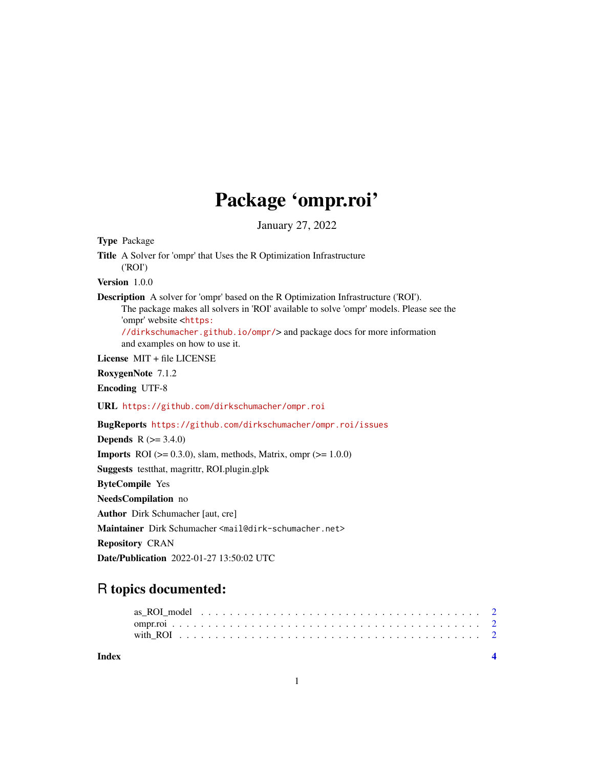# Package 'ompr.roi'

January 27, 2022

**Type** Package

**Title** A Solver for 'ompr' that Uses the R Optimization Infrastructure ('ROI')

**Version** 1.0.0

**Description** A solver for 'ompr' based on the R Optimization Infrastructure ('ROI'). The package makes all solvers in 'ROI' available to solve 'ompr' models. Please see the 'ompr' website <https://dirkschumacher.github.io/ompr/> and package docs for more information and examples on how to use it.

**License** MIT + file LICENSE

**RoxygenNote** 7.1.2

**Encoding** UTF-8

**URL** https://github.com/dirkschumacher/ompr.roi

**BugReports** https://github.com/dirkschumacher/ompr.roi/issues

**Depends** R (>= 3.4.0)

**Imports** ROI (>= 0.3.0), slam, methods, Matrix, ompr (>= 1.0.0)

**Suggests** testthat, magrittr, ROI.plugin.glpk

**ByteCompile** Yes

**NeedsCompilation** no

**Author** Dirk Schumacher [aut, cre]

**Maintainer** Dirk Schumacher <mail@dirk-schumacher.net>

**Repository** CRAN

**Date/Publication** 2022-01-27 13:50:02 UTC

## R topics documented:

- as_ROI_model . . . . . . . . . . . . . . . . . . . . . . . . . . . . . . . . . . 2
- ompr.roi . . . . . . . . . . . . . . . . . . . . . . . . . . . . . . . . . . . . . 2
- with_ROI . . . . . . . . . . . . . . . . . . . . . . . . . . . . . . . . . . . . 2

**Index** **4**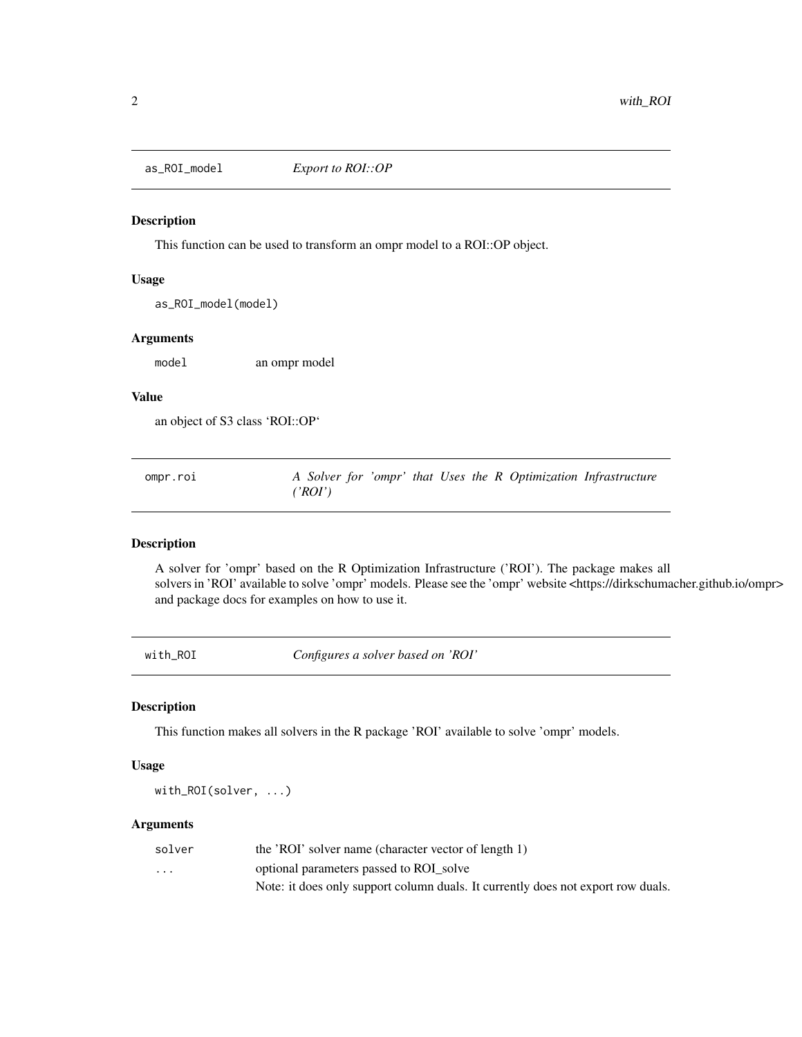## as_ROI_model *Export to ROI::OP*

### Description

This function can be used to transform an ompr model to a ROI::OP object.

### Usage

```
as_ROI_model(model)
```

### Arguments

| | |
|---|---|
| model | an ompr model |

### Value

an object of S3 class 'ROI::OP'

## ompr.roi *A Solver for 'ompr' that Uses the R Optimization Infrastructure ('ROI')*

### Description

A solver for 'ompr' based on the R Optimization Infrastructure ('ROI'). The package makes all solvers in 'ROI' available to solve 'ompr' models. Please see the 'ompr' website <https://dirkschumacher.github.io/ompr> and package docs for examples on how to use it.

## with_ROI *Configures a solver based on 'ROI'*

### Description

This function makes all solvers in the R package 'ROI' available to solve 'ompr' models.

### Usage

```
with_ROI(solver, ...)
```

### Arguments

| | |
|---|---|
| solver | the 'ROI' solver name (character vector of length 1) |
| ... | optional parameters passed to ROI_solve<br>Note: it does only support column duals. It currently does not export row duals. |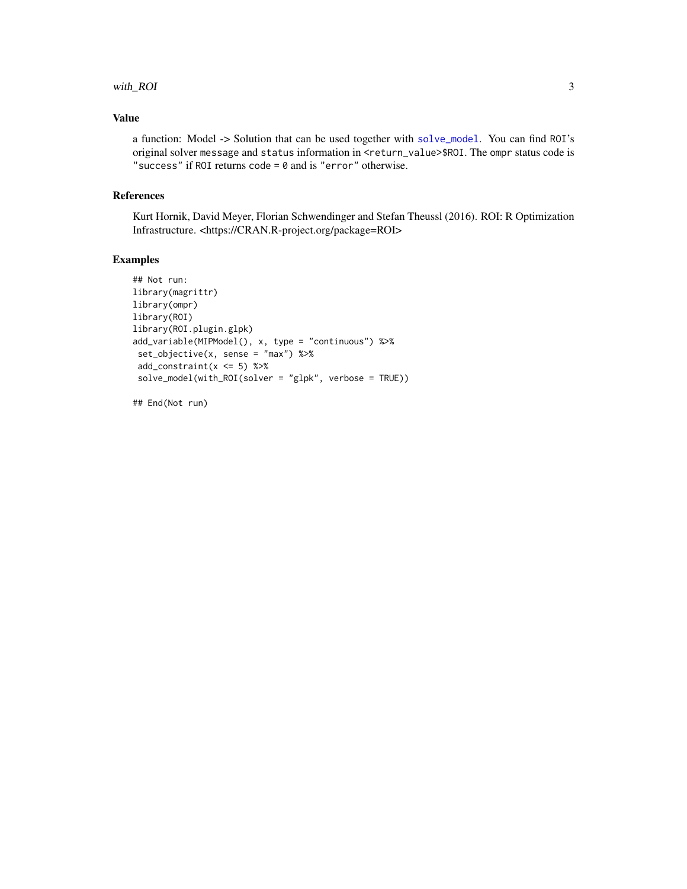## Value

a function: Model -> Solution that can be used together with `solve_model`. You can find `ROI`'s original solver `message` and `status` information in `<return_value>$ROI`. The `ompr` status code is `"success"` if `ROI` returns `code = 0` and is `"error"` otherwise.

## References

Kurt Hornik, David Meyer, Florian Schwendinger and Stefan Theussl (2016). ROI: R Optimization Infrastructure. <https://CRAN.R-project.org/package=ROI>

## Examples

```
## Not run:
library(magrittr)
library(ompr)
library(ROI)
library(ROI.plugin.glpk)
add_variable(MIPModel(), x, type = "continuous") %>%
 set_objective(x, sense = "max") %>%
 add_constraint(x <= 5) %>%
 solve_model(with_ROI(solver = "glpk", verbose = TRUE))

## End(Not run)
```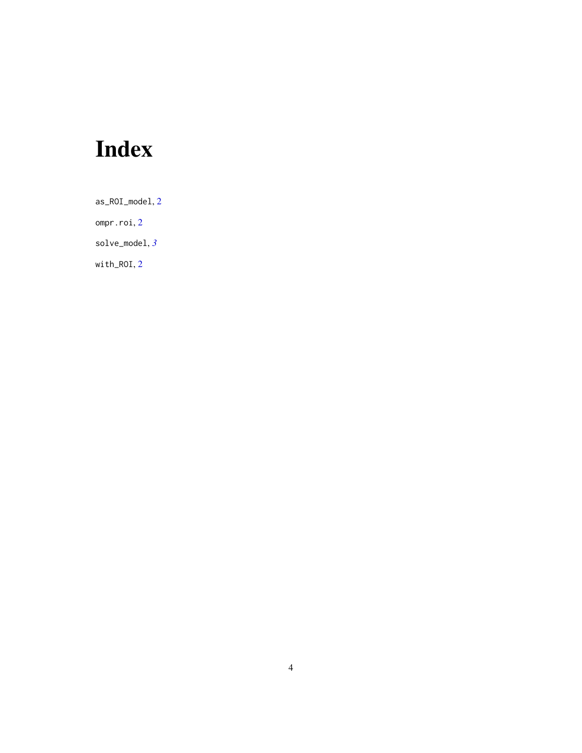# Index

as_ROI_model, 2

ompr.roi, 2

solve_model, *3*

with_ROI, 2